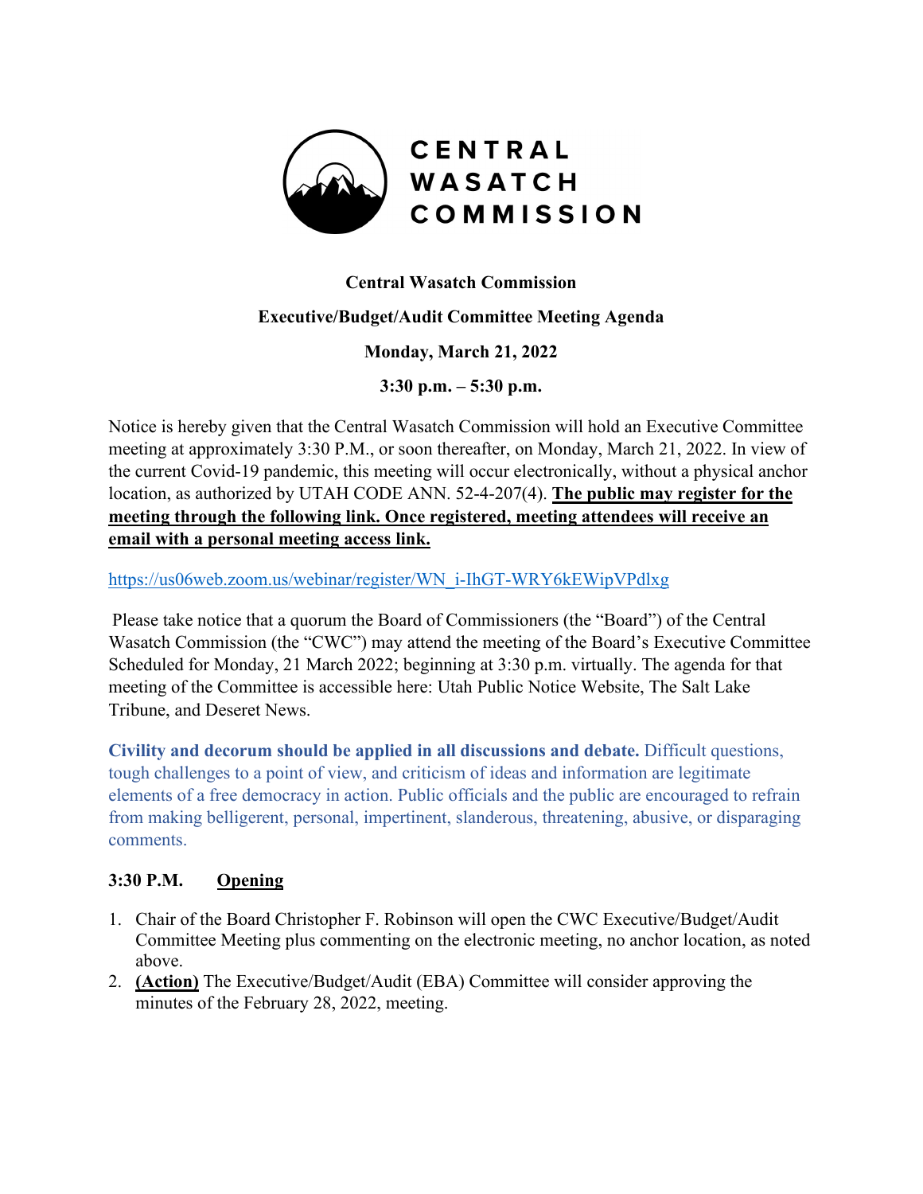# Central Wasatch Commission

## Executive/Budget/Audit Committee Meeting Agenda

**Monday, March 21, 2022**

**3:30 p.m. – 5:30 p.m.**

Notice is hereby given that the Central Wasatch Commission will hold an Executive Committee meeting at approximately 3:30 P.M., or soon thereafter, on Monday, March 21, 2022. In view of the current Covid-19 pandemic, this meeting will occur electronically, without a physical anchor location, as authorized by UTAH CODE ANN. 52-4-207(4). **The public may register for the meeting through the following link. Once registered, meeting attendees will receive an email with a personal meeting access link.**

https://us06web.zoom.us/webinar/register/WN_i-IhGT-WRY6kEWipVPdlxg

Please take notice that a quorum the Board of Commissioners (the "Board") of the Central Wasatch Commission (the "CWC") may attend the meeting of the Board's Executive Committee Scheduled for Monday, 21 March 2022; beginning at 3:30 p.m. virtually. The agenda for that meeting of the Committee is accessible here: Utah Public Notice Website, The Salt Lake Tribune, and Deseret News.

**Civility and decorum should be applied in all discussions and debate.** Difficult questions, tough challenges to a point of view, and criticism of ideas and information are legitimate elements of a free democracy in action. Public officials and the public are encouraged to refrain from making belligerent, personal, impertinent, slanderous, threatening, abusive, or disparaging comments.

**3:30 P.M. Opening**

1. Chair of the Board Christopher F. Robinson will open the CWC Executive/Budget/Audit Committee Meeting plus commenting on the electronic meeting, no anchor location, as noted above.
2. **(Action)** The Executive/Budget/Audit (EBA) Committee will consider approving the minutes of the February 28, 2022, meeting.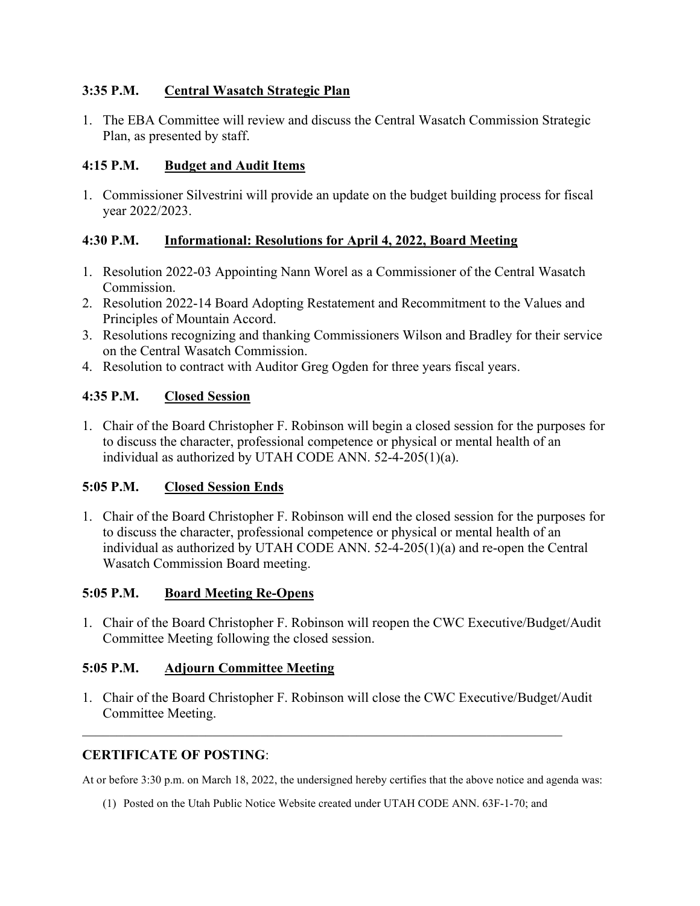**3:35 P.M. Central Wasatch Strategic Plan**

1. The EBA Committee will review and discuss the Central Wasatch Commission Strategic Plan, as presented by staff.

**4:15 P.M. Budget and Audit Items**

1. Commissioner Silvestrini will provide an update on the budget building process for fiscal year 2022/2023.

**4:30 P.M. Informational: Resolutions for April 4, 2022, Board Meeting**

1. Resolution 2022-03 Appointing Nann Worel as a Commissioner of the Central Wasatch Commission.
2. Resolution 2022-14 Board Adopting Restatement and Recommitment to the Values and Principles of Mountain Accord.
3. Resolutions recognizing and thanking Commissioners Wilson and Bradley for their service on the Central Wasatch Commission.
4. Resolution to contract with Auditor Greg Ogden for three years fiscal years.

**4:35 P.M. Closed Session**

1. Chair of the Board Christopher F. Robinson will begin a closed session for the purposes for to discuss the character, professional competence or physical or mental health of an individual as authorized by UTAH CODE ANN. 52-4-205(1)(a).

**5:05 P.M. Closed Session Ends**

1. Chair of the Board Christopher F. Robinson will end the closed session for the purposes for to discuss the character, professional competence or physical or mental health of an individual as authorized by UTAH CODE ANN. 52-4-205(1)(a) and re-open the Central Wasatch Commission Board meeting.

**5:05 P.M. Board Meeting Re-Opens**

1. Chair of the Board Christopher F. Robinson will reopen the CWC Executive/Budget/Audit Committee Meeting following the closed session.

**5:05 P.M. Adjourn Committee Meeting**

1. Chair of the Board Christopher F. Robinson will close the CWC Executive/Budget/Audit Committee Meeting.

---

**CERTIFICATE OF POSTING**:

At or before 3:30 p.m. on March 18, 2022, the undersigned hereby certifies that the above notice and agenda was:

(1) Posted on the Utah Public Notice Website created under UTAH CODE ANN. 63F-1-70; and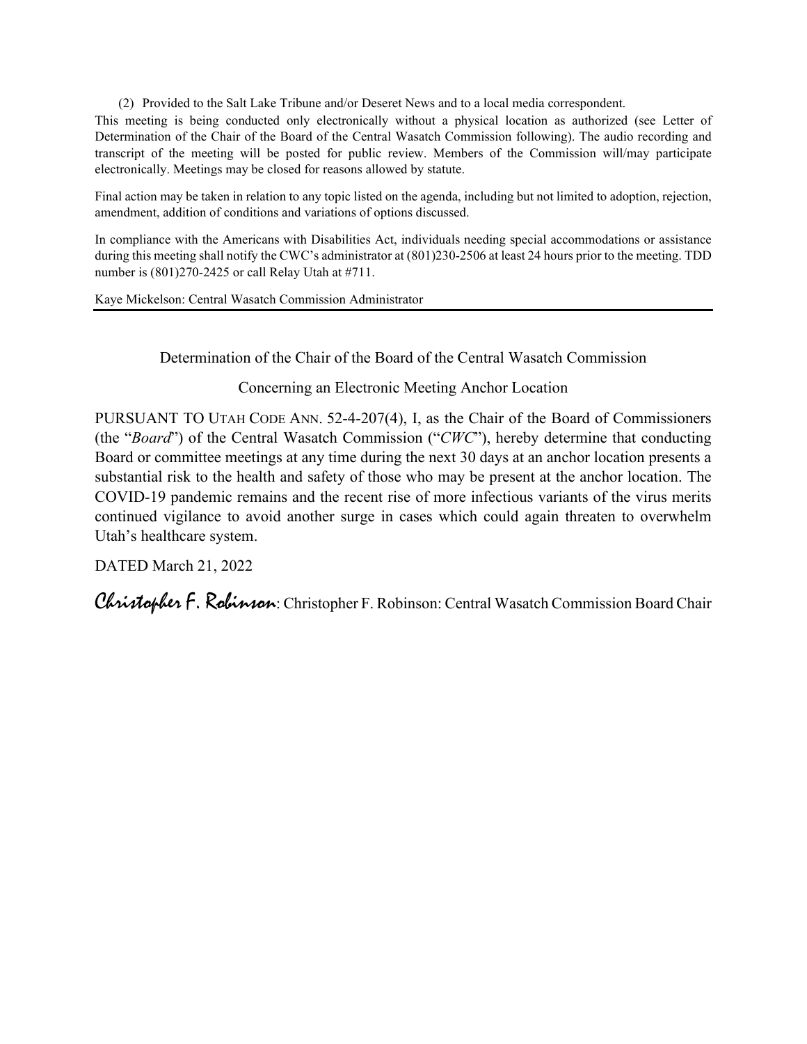(2) Provided to the Salt Lake Tribune and/or Deseret News and to a local media correspondent.

This meeting is being conducted only electronically without a physical location as authorized (see Letter of Determination of the Chair of the Board of the Central Wasatch Commission following). The audio recording and transcript of the meeting will be posted for public review. Members of the Commission will/may participate electronically. Meetings may be closed for reasons allowed by statute.

Final action may be taken in relation to any topic listed on the agenda, including but not limited to adoption, rejection, amendment, addition of conditions and variations of options discussed.

In compliance with the Americans with Disabilities Act, individuals needing special accommodations or assistance during this meeting shall notify the CWC's administrator at (801)230-2506 at least 24 hours prior to the meeting. TDD number is (801)270-2425 or call Relay Utah at #711.

Kaye Mickelson: Central Wasatch Commission Administrator

---

Determination of the Chair of the Board of the Central Wasatch Commission

Concerning an Electronic Meeting Anchor Location

PURSUANT TO UTAH CODE ANN. 52-4-207(4), I, as the Chair of the Board of Commissioners (the "*Board*") of the Central Wasatch Commission ("*CWC*"), hereby determine that conducting Board or committee meetings at any time during the next 30 days at an anchor location presents a substantial risk to the health and safety of those who may be present at the anchor location. The COVID-19 pandemic remains and the recent rise of more infectious variants of the virus merits continued vigilance to avoid another surge in cases which could again threaten to overwhelm Utah's healthcare system.

DATED March 21, 2022

*Christopher F. Robinson*: Christopher F. Robinson: Central Wasatch Commission Board Chair